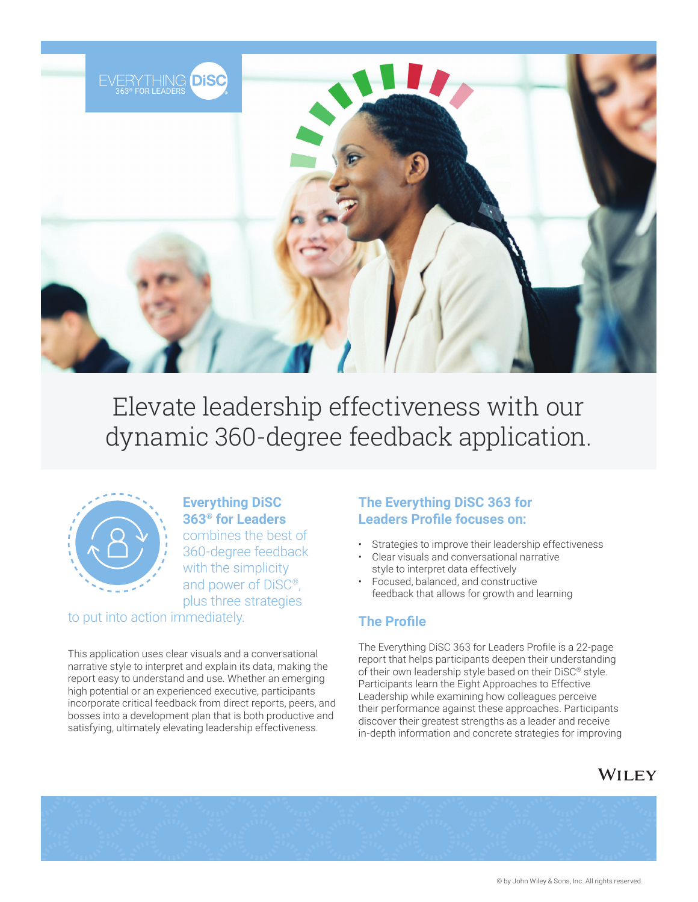EVERYTHING DiSC 363® FOR LEADERS

# Elevate leadership effectiveness with our dynamic 360-degree feedback application.

**Everything DiSC 363® for Leaders** combines the best of 360-degree feedback with the simplicity and power of DiSC®, plus three strategies to put into action immediately.

This application uses clear visuals and a conversational narrative style to interpret and explain its data, making the report easy to understand and use. Whether an emerging high potential or an experienced executive, participants incorporate critical feedback from direct reports, peers, and bosses into a development plan that is both productive and satisfying, ultimately elevating leadership effectiveness.

## The Everything DiSC 363 for Leaders Profile focuses on:

- Strategies to improve their leadership effectiveness
- Clear visuals and conversational narrative style to interpret data effectively
- Focused, balanced, and constructive feedback that allows for growth and learning

## The Profile

The Everything DiSC 363 for Leaders Profile is a 22-page report that helps participants deepen their understanding of their own leadership style based on their DiSC® style. Participants learn the Eight Approaches to Effective Leadership while examining how colleagues perceive their performance against these approaches. Participants discover their greatest strengths as a leader and receive in-depth information and concrete strategies for improving

WILEY

© by John Wiley & Sons, Inc. All rights reserved.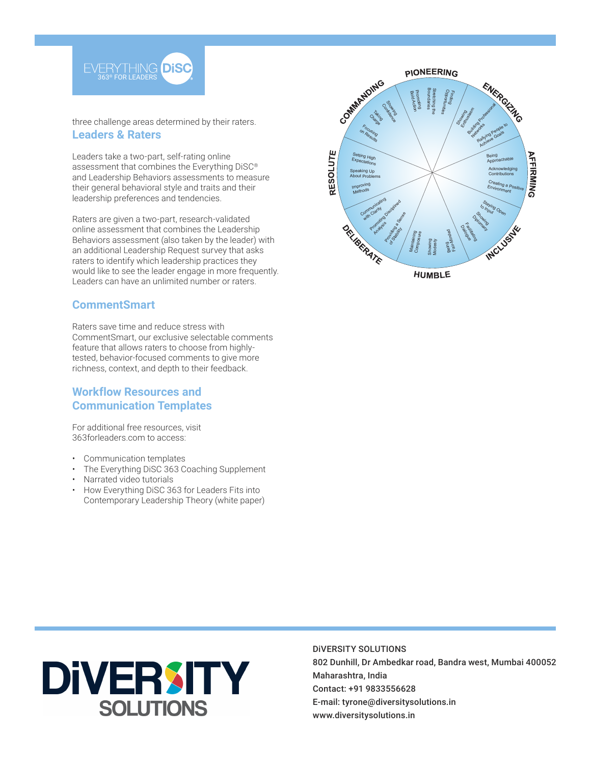three challenge areas determined by their raters.

## Leaders & Raters

Leaders take a two-part, self-rating online assessment that combines the Everything DiSC® and Leadership Behaviors assessments to measure their general behavioral style and traits and their leadership preferences and tendencies.

Raters are given a two-part, research-validated online assessment that combines the Leadership Behaviors assessment (also taken by the leader) with an additional Leadership Request survey that asks raters to identify which leadership practices they would like to see the leader engage in more frequently. Leaders can have an unlimited number or raters.

## CommentSmart

Raters save time and reduce stress with CommentSmart, our exclusive selectable comments feature that allows raters to choose from highly-tested, behavior-focused comments to give more richness, context, and depth to their feedback.

## Workflow Resources and Communication Templates

For additional free resources, visit 363forleaders.com to access:

- Communication templates
- The Everything DiSC 363 Coaching Supplement
- Narrated video tutorials
- How Everything DiSC 363 for Leaders Fits into Contemporary Leadership Theory (white paper)

PIONEERING
Promoting Bold Action
Stretching the Boundaries
Finding Opportunities

ENERGIZING
Showing Enthusiasm
Building Professional Networks
Rallying People to Achieve Goals

AFFIRMING
Being Approachable
Acknowledging Contributions
Creating a Positive Environment

INCLUSIVE
Staying Open to Input
Showing Diplomacy
Facilitating Dialogue

HUMBLE
Being Fair-Minded
Showing Modesty
Maintaining Composure

DELIBERATE
Providing a Sense of Stability
Promoting Disciplined Analysis
Communicating with Clarity

RESOLUTE
Improving Methods
Speaking Up About Problems
Setting High Expectations

COMMANDING
Focusing on Results
Taking Charge
Showing Confidence

DiVERSITY SOLUTIONS
802 Dunhill, Dr Ambedkar road, Bandra west, Mumbai 400052
Maharashtra, India
Contact: +91 9833556628
E-mail: tyrone@diversitysolutions.in
www.diversitysolutions.in